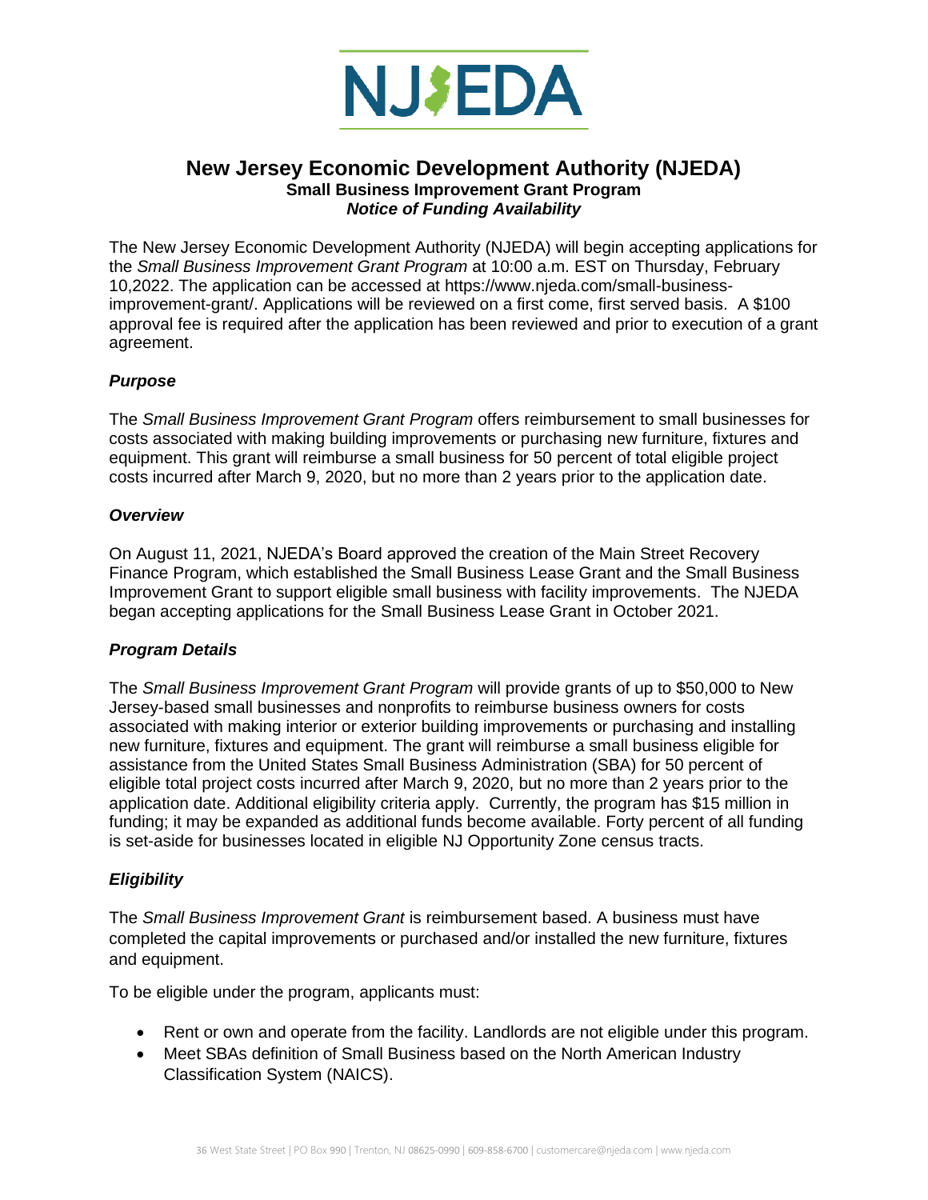# New Jersey Economic Development Authority (NJEDA)

**Small Business Improvement Grant Program**

***Notice of Funding Availability***

The New Jersey Economic Development Authority (NJEDA) will begin accepting applications for the *Small Business Improvement Grant Program* at 10:00 a.m. EST on Thursday, February 10,2022. The application can be accessed at https://www.njeda.com/small-business-improvement-grant/. Applications will be reviewed on a first come, first served basis. A $100 approval fee is required after the application has been reviewed and prior to execution of a grant agreement.

### *Purpose*

The *Small Business Improvement Grant Program* offers reimbursement to small businesses for costs associated with making building improvements or purchasing new furniture, fixtures and equipment. This grant will reimburse a small business for 50 percent of total eligible project costs incurred after March 9, 2020, but no more than 2 years prior to the application date.

### *Overview*

On August 11, 2021, NJEDA's Board approved the creation of the Main Street Recovery Finance Program, which established the Small Business Lease Grant and the Small Business Improvement Grant to support eligible small business with facility improvements. The NJEDA began accepting applications for the Small Business Lease Grant in October 2021.

### *Program Details*

The *Small Business Improvement Grant Program* will provide grants of up to $50,000 to New Jersey-based small businesses and nonprofits to reimburse business owners for costs associated with making interior or exterior building improvements or purchasing and installing new furniture, fixtures and equipment. The grant will reimburse a small business eligible for assistance from the United States Small Business Administration (SBA) for 50 percent of eligible total project costs incurred after March 9, 2020, but no more than 2 years prior to the application date. Additional eligibility criteria apply. Currently, the program has $15 million in funding; it may be expanded as additional funds become available. Forty percent of all funding is set-aside for businesses located in eligible NJ Opportunity Zone census tracts.

### *Eligibility*

The *Small Business Improvement Grant* is reimbursement based. A business must have completed the capital improvements or purchased and/or installed the new furniture, fixtures and equipment.

To be eligible under the program, applicants must:

- Rent or own and operate from the facility. Landlords are not eligible under this program.
- Meet SBAs definition of Small Business based on the North American Industry Classification System (NAICS).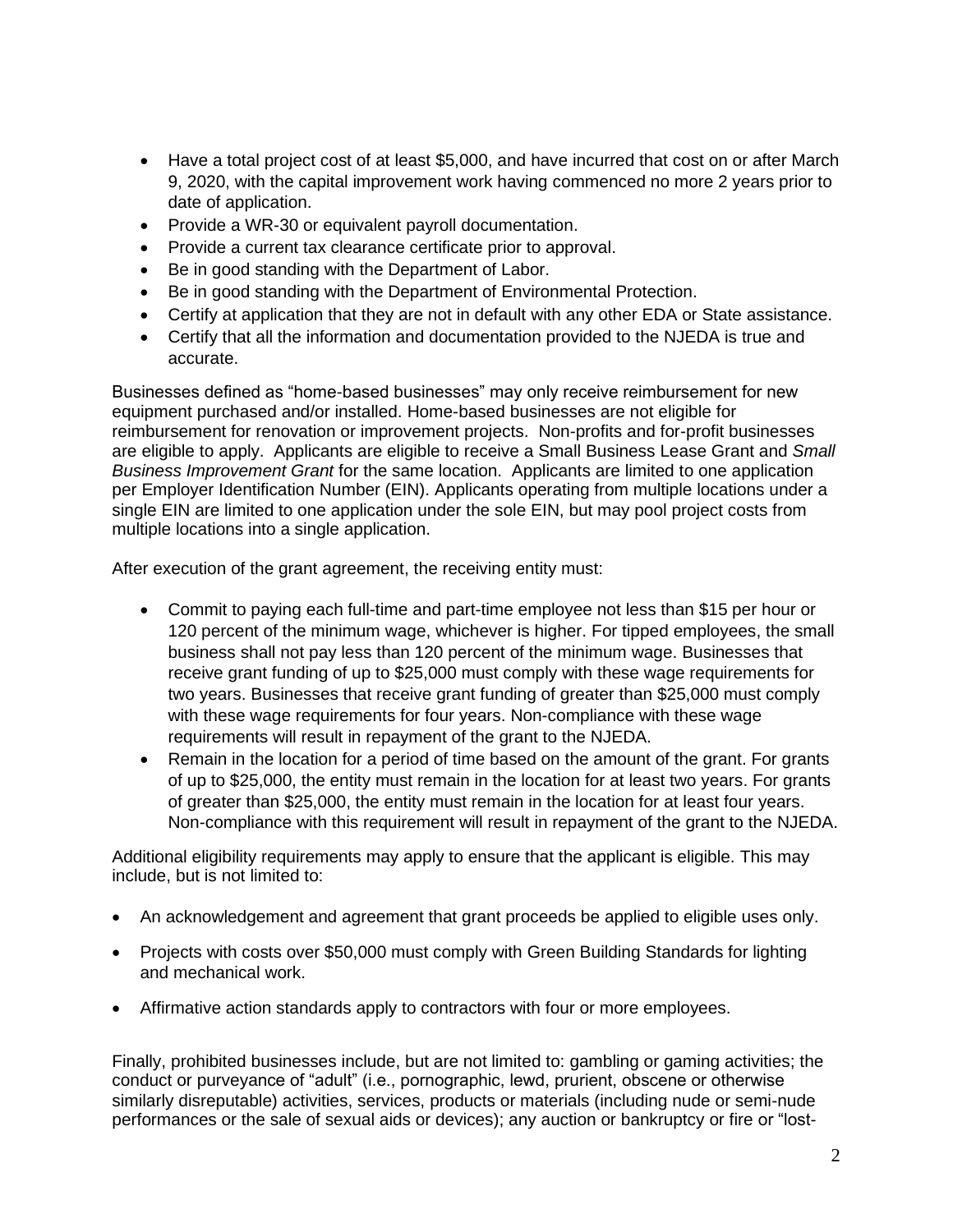- Have a total project cost of at least $5,000, and have incurred that cost on or after March 9, 2020, with the capital improvement work having commenced no more 2 years prior to date of application.
- Provide a WR-30 or equivalent payroll documentation.
- Provide a current tax clearance certificate prior to approval.
- Be in good standing with the Department of Labor.
- Be in good standing with the Department of Environmental Protection.
- Certify at application that they are not in default with any other EDA or State assistance.
- Certify that all the information and documentation provided to the NJEDA is true and accurate.

Businesses defined as "home-based businesses" may only receive reimbursement for new equipment purchased and/or installed. Home-based businesses are not eligible for reimbursement for renovation or improvement projects. Non-profits and for-profit businesses are eligible to apply. Applicants are eligible to receive a Small Business Lease Grant and *Small Business Improvement Grant* for the same location. Applicants are limited to one application per Employer Identification Number (EIN). Applicants operating from multiple locations under a single EIN are limited to one application under the sole EIN, but may pool project costs from multiple locations into a single application.

After execution of the grant agreement, the receiving entity must:

- Commit to paying each full-time and part-time employee not less than $15 per hour or 120 percent of the minimum wage, whichever is higher. For tipped employees, the small business shall not pay less than 120 percent of the minimum wage. Businesses that receive grant funding of up to $25,000 must comply with these wage requirements for two years. Businesses that receive grant funding of greater than $25,000 must comply with these wage requirements for four years. Non-compliance with these wage requirements will result in repayment of the grant to the NJEDA.
- Remain in the location for a period of time based on the amount of the grant. For grants of up to $25,000, the entity must remain in the location for at least two years. For grants of greater than $25,000, the entity must remain in the location for at least four years. Non-compliance with this requirement will result in repayment of the grant to the NJEDA.

Additional eligibility requirements may apply to ensure that the applicant is eligible. This may include, but is not limited to:

- An acknowledgement and agreement that grant proceeds be applied to eligible uses only.
- Projects with costs over $50,000 must comply with Green Building Standards for lighting and mechanical work.
- Affirmative action standards apply to contractors with four or more employees.

Finally, prohibited businesses include, but are not limited to: gambling or gaming activities; the conduct or purveyance of "adult" (i.e., pornographic, lewd, prurient, obscene or otherwise similarly disreputable) activities, services, products or materials (including nude or semi-nude performances or the sale of sexual aids or devices); any auction or bankruptcy or fire or "lost-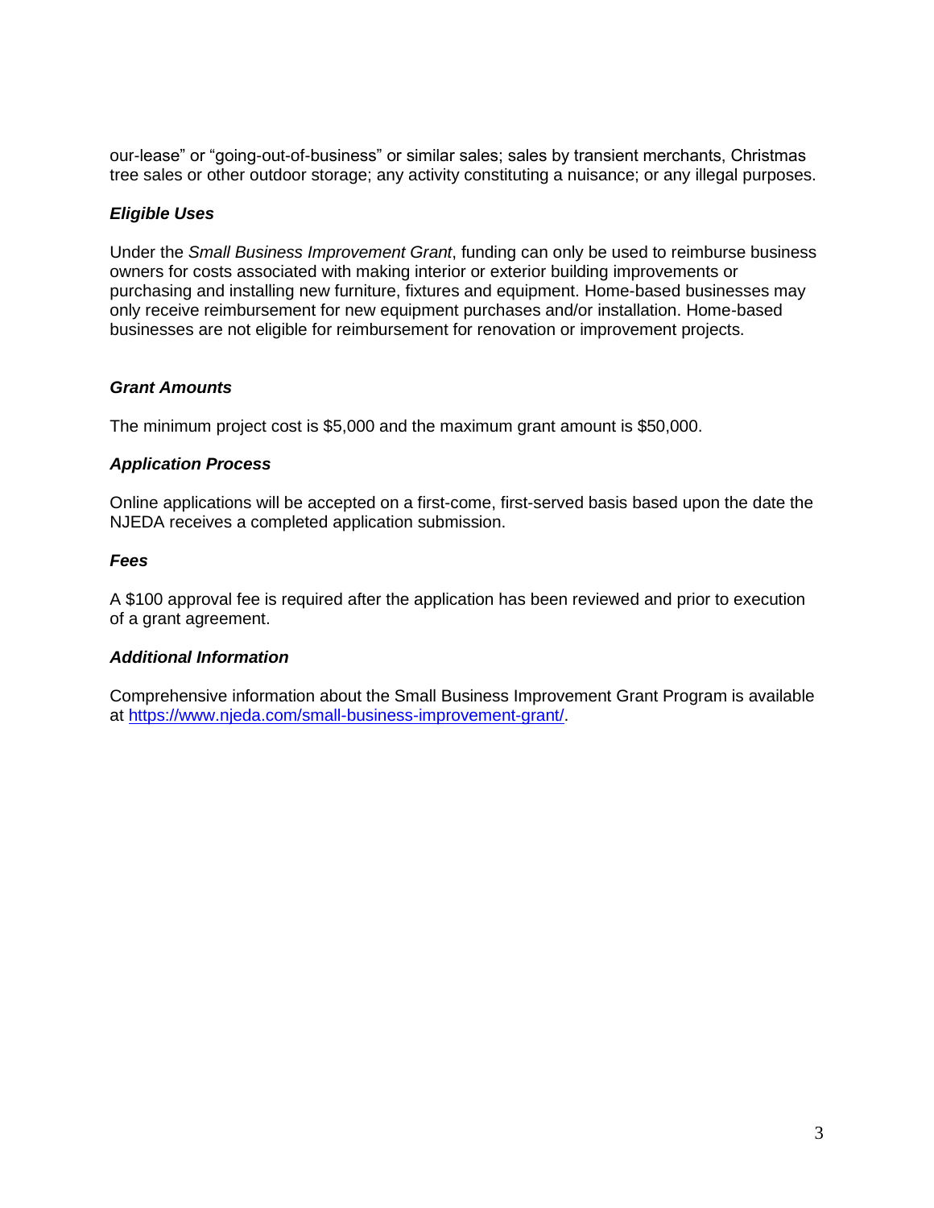our-lease" or "going-out-of-business" or similar sales; sales by transient merchants, Christmas tree sales or other outdoor storage; any activity constituting a nuisance; or any illegal purposes.

### *Eligible Uses*

Under the *Small Business Improvement Grant*, funding can only be used to reimburse business owners for costs associated with making interior or exterior building improvements or purchasing and installing new furniture, fixtures and equipment. Home-based businesses may only receive reimbursement for new equipment purchases and/or installation. Home-based businesses are not eligible for reimbursement for renovation or improvement projects.

### *Grant Amounts*

The minimum project cost is $5,000 and the maximum grant amount is $50,000.

### *Application Process*

Online applications will be accepted on a first-come, first-served basis based upon the date the NJEDA receives a completed application submission.

### *Fees*

A $100 approval fee is required after the application has been reviewed and prior to execution of a grant agreement.

### *Additional Information*

Comprehensive information about the Small Business Improvement Grant Program is available at [https://www.njeda.com/small-business-improvement-grant/](https://www.njeda.com/small-business-improvement-grant/).